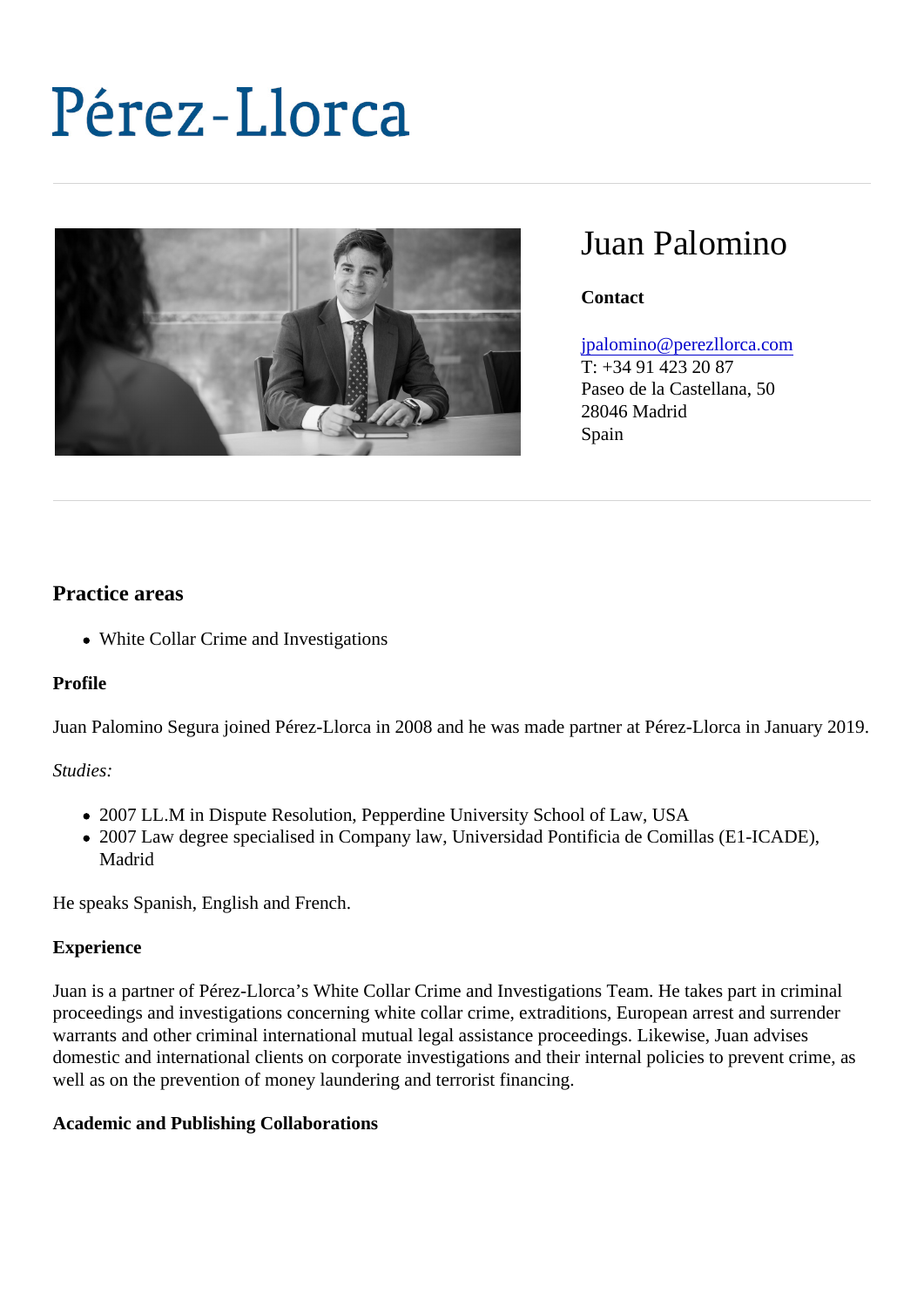# Pérez-Llorca

## Juan Palomino

**Contact**

jpalomino@perezllorca.com
T: +34 91 423 20 87
Paseo de la Castellana, 50
28046 Madrid
Spain

### Practice areas

- White Collar Crime and Investigations

**Profile**

Juan Palomino Segura joined Pérez-Llorca in 2008 and he was made partner at Pérez-Llorca in January 2019.

*Studies:*

- 2007 LL.M in Dispute Resolution, Pepperdine University School of Law, USA
- 2007 Law degree specialised in Company law, Universidad Pontificia de Comillas (E1-ICADE), Madrid

He speaks Spanish, English and French.

**Experience**

Juan is a partner of Pérez-Llorca's White Collar Crime and Investigations Team. He takes part in criminal proceedings and investigations concerning white collar crime, extraditions, European arrest and surrender warrants and other criminal international mutual legal assistance proceedings. Likewise, Juan advises domestic and international clients on corporate investigations and their internal policies to prevent crime, as well as on the prevention of money laundering and terrorist financing.

**Academic and Publishing Collaborations**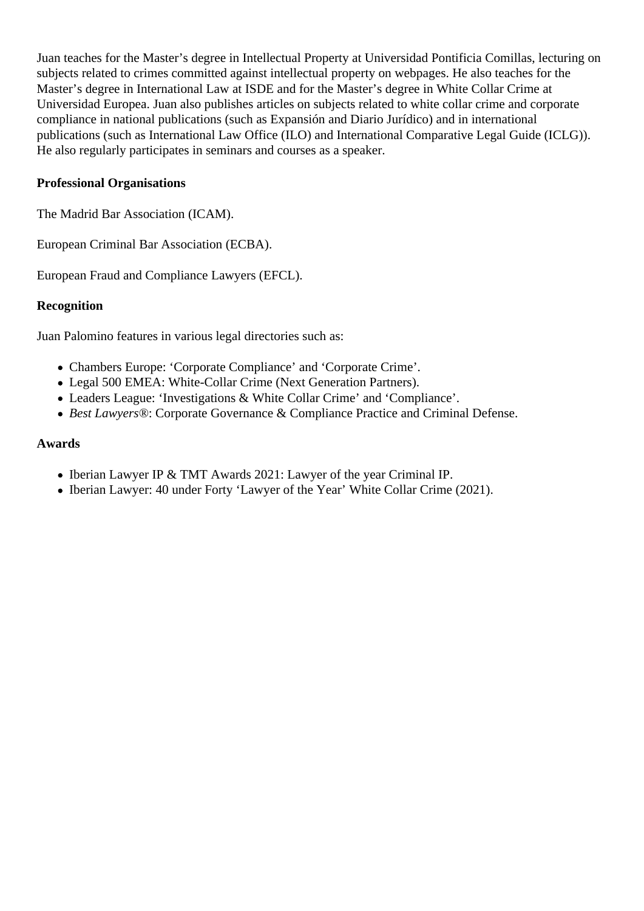Juan teaches for the Master's degree in Intellectual Property at Universidad Pontificia Comillas, lecturing on subjects related to crimes committed against intellectual property on webpages. He also teaches for the Master's degree in International Law at ISDE and for the Master's degree in White Collar Crime at Universidad Europea. Juan also publishes articles on subjects related to white collar crime and corporate compliance in national publications (such as Expansión and Diario Jurídico) and in international publications (such as International Law Office (ILO) and International Comparative Legal Guide (ICLG)). He also regularly participates in seminars and courses as a speaker.

**Professional Organisations**

The Madrid Bar Association (ICAM).

European Criminal Bar Association (ECBA).

European Fraud and Compliance Lawyers (EFCL).

**Recognition**

Juan Palomino features in various legal directories such as:

- Chambers Europe: 'Corporate Compliance' and 'Corporate Crime'.
- Legal 500 EMEA: White-Collar Crime (Next Generation Partners).
- Leaders League: 'Investigations & White Collar Crime' and 'Compliance'.
- *Best Lawyers*®: Corporate Governance & Compliance Practice and Criminal Defense.

**Awards**

- Iberian Lawyer IP & TMT Awards 2021: Lawyer of the year Criminal IP.
- Iberian Lawyer: 40 under Forty 'Lawyer of the Year' White Collar Crime (2021).